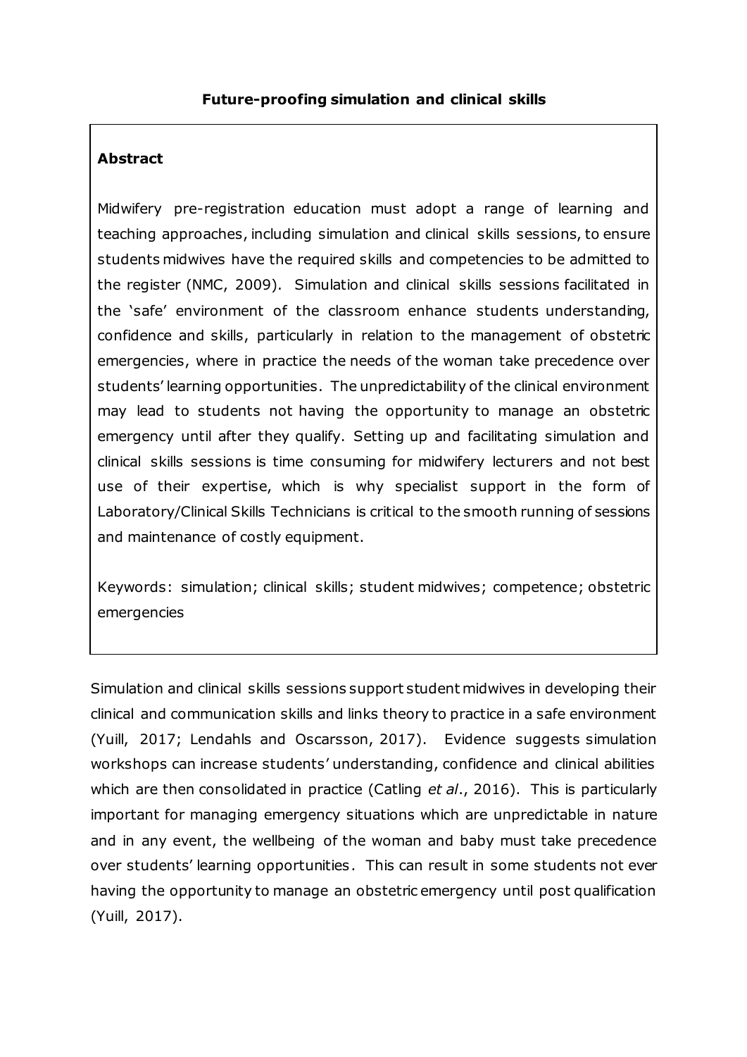# Future-proofing simulation and clinical skills

## Abstract

Midwifery pre-registration education must adopt a range of learning and teaching approaches, including simulation and clinical skills sessions, to ensure students midwives have the required skills and competencies to be admitted to the register (NMC, 2009). Simulation and clinical skills sessions facilitated in the 'safe' environment of the classroom enhance students understanding, confidence and skills, particularly in relation to the management of obstetric emergencies, where in practice the needs of the woman take precedence over students' learning opportunities. The unpredictability of the clinical environment may lead to students not having the opportunity to manage an obstetric emergency until after they qualify. Setting up and facilitating simulation and clinical skills sessions is time consuming for midwifery lecturers and not best use of their expertise, which is why specialist support in the form of Laboratory/Clinical Skills Technicians is critical to the smooth running of sessions and maintenance of costly equipment.

Keywords: simulation; clinical skills; student midwives; competence; obstetric emergencies

Simulation and clinical skills sessions support student midwives in developing their clinical and communication skills and links theory to practice in a safe environment (Yuill, 2017; Lendahls and Oscarsson, 2017). Evidence suggests simulation workshops can increase students' understanding, confidence and clinical abilities which are then consolidated in practice (Catling *et al*., 2016). This is particularly important for managing emergency situations which are unpredictable in nature and in any event, the wellbeing of the woman and baby must take precedence over students' learning opportunities. This can result in some students not ever having the opportunity to manage an obstetric emergency until post qualification (Yuill, 2017).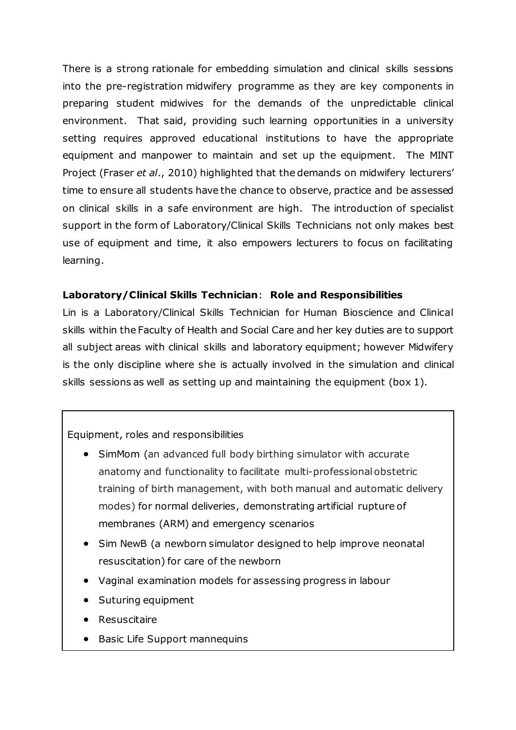There is a strong rationale for embedding simulation and clinical skills sessions into the pre-registration midwifery programme as they are key components in preparing student midwives for the demands of the unpredictable clinical environment. That said, providing such learning opportunities in a university setting requires approved educational institutions to have the appropriate equipment and manpower to maintain and set up the equipment. The MINT Project (Fraser *et al*., 2010) highlighted that the demands on midwifery lecturers' time to ensure all students have the chance to observe, practice and be assessed on clinical skills in a safe environment are high. The introduction of specialist support in the form of Laboratory/Clinical Skills Technicians not only makes best use of equipment and time, it also empowers lecturers to focus on facilitating learning.

**Laboratory/Clinical Skills Technician**: **Role and Responsibilities**

Lin is a Laboratory/Clinical Skills Technician for Human Bioscience and Clinical skills within the Faculty of Health and Social Care and her key duties are to support all subject areas with clinical skills and laboratory equipment; however Midwifery is the only discipline where she is actually involved in the simulation and clinical skills sessions as well as setting up and maintaining the equipment (box 1).

Equipment, roles and responsibilities

- SimMom (an advanced full body birthing simulator with accurate anatomy and functionality to facilitate multi-professional obstetric training of birth management, with both manual and automatic delivery modes) for normal deliveries, demonstrating artificial rupture of membranes (ARM) and emergency scenarios
- Sim NewB (a newborn simulator designed to help improve neonatal resuscitation) for care of the newborn
- Vaginal examination models for assessing progress in labour
- Suturing equipment
- Resuscitaire
- Basic Life Support mannequins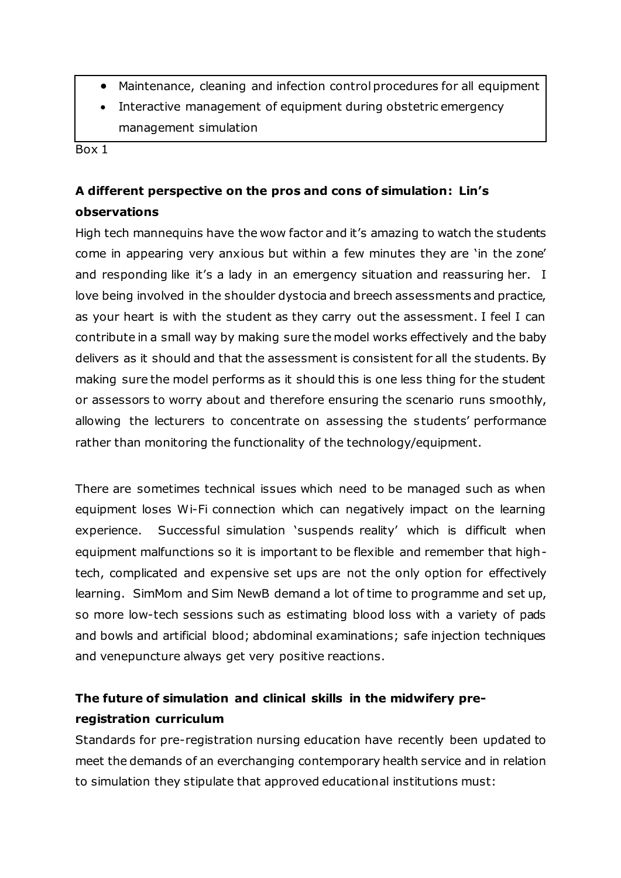- Maintenance, cleaning and infection control procedures for all equipment
- Interactive management of equipment during obstetric emergency management simulation

Box 1

**A different perspective on the pros and cons of simulation: Lin's observations**

High tech mannequins have the wow factor and it's amazing to watch the students come in appearing very anxious but within a few minutes they are 'in the zone' and responding like it's a lady in an emergency situation and reassuring her. I love being involved in the shoulder dystocia and breech assessments and practice, as your heart is with the student as they carry out the assessment. I feel I can contribute in a small way by making sure the model works effectively and the baby delivers as it should and that the assessment is consistent for all the students. By making sure the model performs as it should this is one less thing for the student or assessors to worry about and therefore ensuring the scenario runs smoothly, allowing the lecturers to concentrate on assessing the students' performance rather than monitoring the functionality of the technology/equipment.

There are sometimes technical issues which need to be managed such as when equipment loses Wi-Fi connection which can negatively impact on the learning experience. Successful simulation 'suspends reality' which is difficult when equipment malfunctions so it is important to be flexible and remember that high-tech, complicated and expensive set ups are not the only option for effectively learning. SimMom and Sim NewB demand a lot of time to programme and set up, so more low-tech sessions such as estimating blood loss with a variety of pads and bowls and artificial blood; abdominal examinations; safe injection techniques and venepuncture always get very positive reactions.

**The future of simulation and clinical skills in the midwifery pre-registration curriculum**

Standards for pre-registration nursing education have recently been updated to meet the demands of an everchanging contemporary health service and in relation to simulation they stipulate that approved educational institutions must: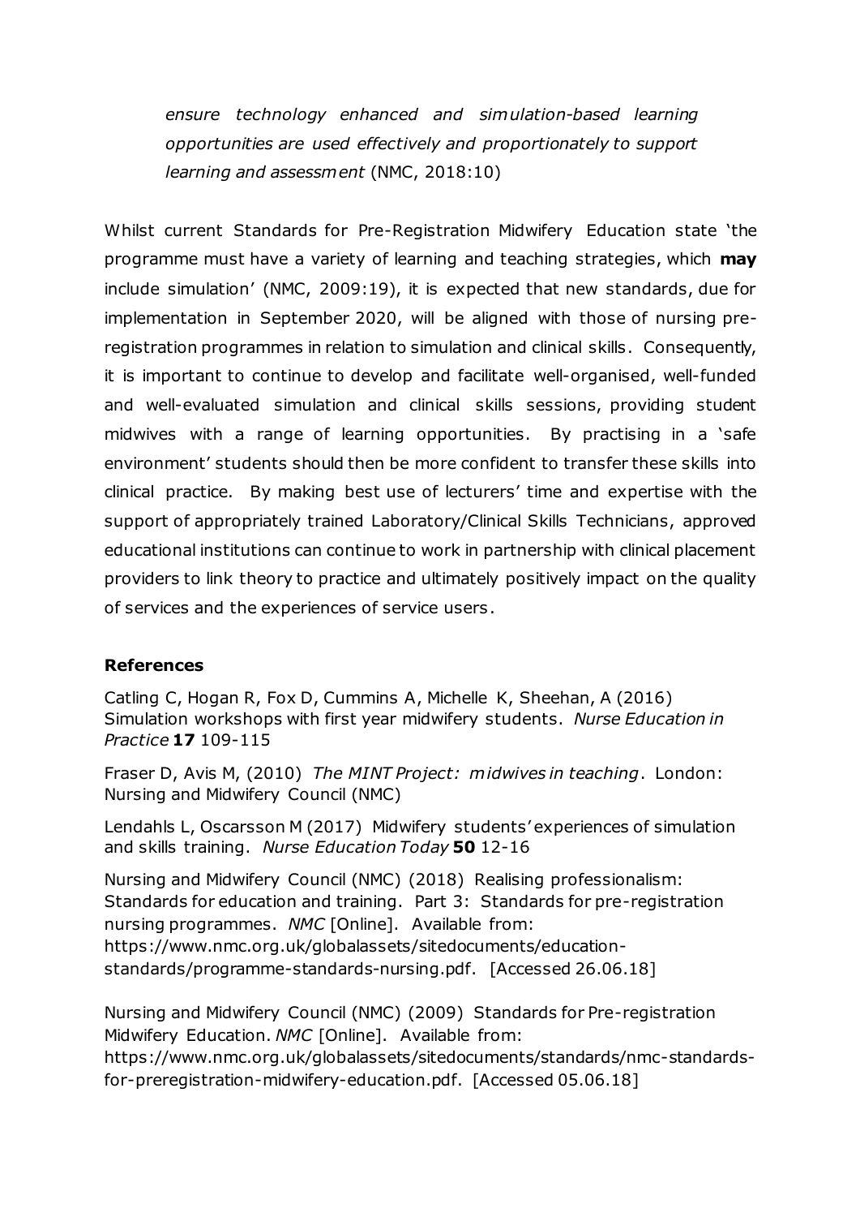*ensure technology enhanced and simulation-based learning opportunities are used effectively and proportionately to support learning and assessment* (NMC, 2018:10)

Whilst current Standards for Pre-Registration Midwifery Education state 'the programme must have a variety of learning and teaching strategies, which **may** include simulation' (NMC, 2009:19), it is expected that new standards, due for implementation in September 2020, will be aligned with those of nursing pre-registration programmes in relation to simulation and clinical skills. Consequently, it is important to continue to develop and facilitate well-organised, well-funded and well-evaluated simulation and clinical skills sessions, providing student midwives with a range of learning opportunities. By practising in a 'safe environment' students should then be more confident to transfer these skills into clinical practice. By making best use of lecturers' time and expertise with the support of appropriately trained Laboratory/Clinical Skills Technicians, approved educational institutions can continue to work in partnership with clinical placement providers to link theory to practice and ultimately positively impact on the quality of services and the experiences of service users.

## References

Catling C, Hogan R, Fox D, Cummins A, Michelle K, Sheehan, A (2016) Simulation workshops with first year midwifery students. *Nurse Education in Practice* **17** 109-115

Fraser D, Avis M, (2010) *The MINT Project: midwives in teaching*. London: Nursing and Midwifery Council (NMC)

Lendahls L, Oscarsson M (2017) Midwifery students' experiences of simulation and skills training. *Nurse Education Today* **50** 12-16

Nursing and Midwifery Council (NMC) (2018) Realising professionalism: Standards for education and training. Part 3: Standards for pre-registration nursing programmes. *NMC* [Online]. Available from: https://www.nmc.org.uk/globalassets/sitedocuments/education-standards/programme-standards-nursing.pdf. [Accessed 26.06.18]

Nursing and Midwifery Council (NMC) (2009) Standards for Pre-registration Midwifery Education. *NMC* [Online]. Available from: https://www.nmc.org.uk/globalassets/sitedocuments/standards/nmc-standards-for-preregistration-midwifery-education.pdf. [Accessed 05.06.18]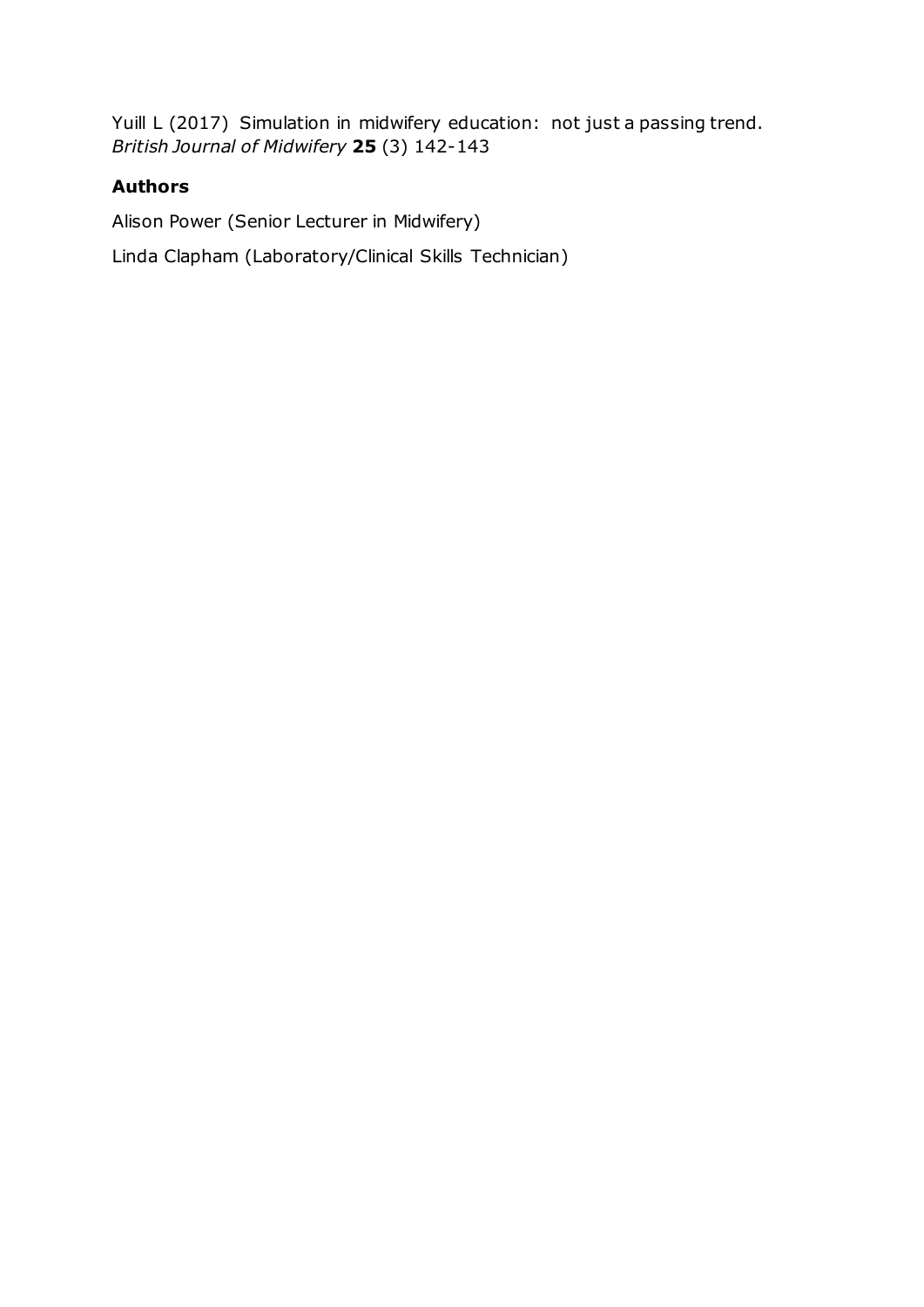Yuill L (2017) Simulation in midwifery education: not just a passing trend. *British Journal of Midwifery* **25** (3) 142-143

**Authors**

Alison Power (Senior Lecturer in Midwifery)

Linda Clapham (Laboratory/Clinical Skills Technician)